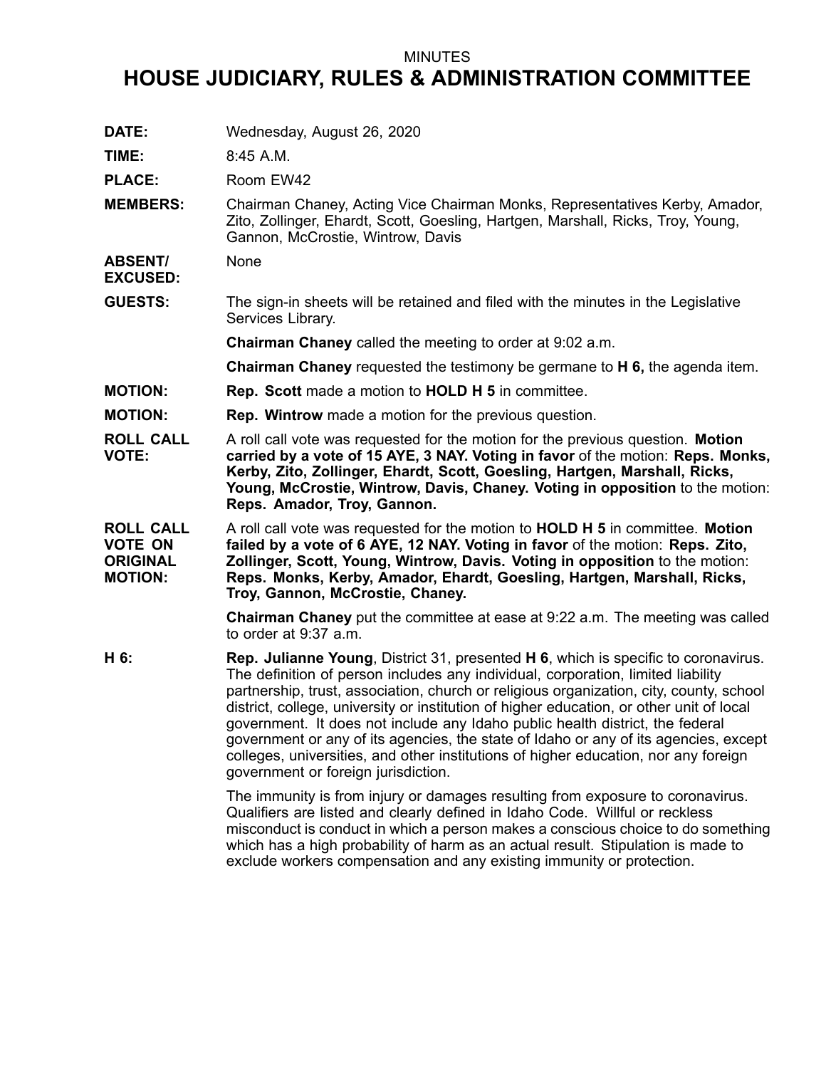MINUTES

# HOUSE JUDICIARY, RULES & ADMINISTRATION COMMITTEE

**DATE:** Wednesday, August 26, 2020

**TIME:** 8:45 A.M.

**PLACE:** Room EW42

**MEMBERS:** Chairman Chaney, Acting Vice Chairman Monks, Representatives Kerby, Amador, Zito, Zollinger, Ehardt, Scott, Goesling, Hartgen, Marshall, Ricks, Troy, Young, Gannon, McCrostie, Wintrow, Davis

**ABSENT/ EXCUSED:** None

**GUESTS:** The sign-in sheets will be retained and filed with the minutes in the Legislative Services Library.

**Chairman Chaney** called the meeting to order at 9:02 a.m.

**Chairman Chaney** requested the testimony be germane to **H 6,** the agenda item.

**MOTION:** **Rep. Scott** made a motion to **HOLD H 5** in committee.

**MOTION:** **Rep. Wintrow** made a motion for the previous question.

**ROLL CALL VOTE:** A roll call vote was requested for the motion for the previous question. **Motion carried by a vote of 15 AYE, 3 NAY. Voting in favor** of the motion: **Reps. Monks, Kerby, Zito, Zollinger, Ehardt, Scott, Goesling, Hartgen, Marshall, Ricks, Young, McCrostie, Wintrow, Davis, Chaney. Voting in opposition** to the motion: **Reps. Amador, Troy, Gannon.**

**ROLL CALL VOTE ON ORIGINAL MOTION:** A roll call vote was requested for the motion to **HOLD H 5** in committee. **Motion failed by a vote of 6 AYE, 12 NAY. Voting in favor** of the motion: **Reps. Zito, Zollinger, Scott, Young, Wintrow, Davis. Voting in opposition** to the motion: **Reps. Monks, Kerby, Amador, Ehardt, Goesling, Hartgen, Marshall, Ricks, Troy, Gannon, McCrostie, Chaney.**

**Chairman Chaney** put the committee at ease at 9:22 a.m. The meeting was called to order at 9:37 a.m.

**H 6:** **Rep. Julianne Young**, District 31, presented **H 6**, which is specific to coronavirus. The definition of person includes any individual, corporation, limited liability partnership, trust, association, church or religious organization, city, county, school district, college, university or institution of higher education, or other unit of local government. It does not include any Idaho public health district, the federal government or any of its agencies, the state of Idaho or any of its agencies, except colleges, universities, and other institutions of higher education, nor any foreign government or foreign jurisdiction.

The immunity is from injury or damages resulting from exposure to coronavirus. Qualifiers are listed and clearly defined in Idaho Code. Willful or reckless misconduct is conduct in which a person makes a conscious choice to do something which has a high probability of harm as an actual result. Stipulation is made to exclude workers compensation and any existing immunity or protection.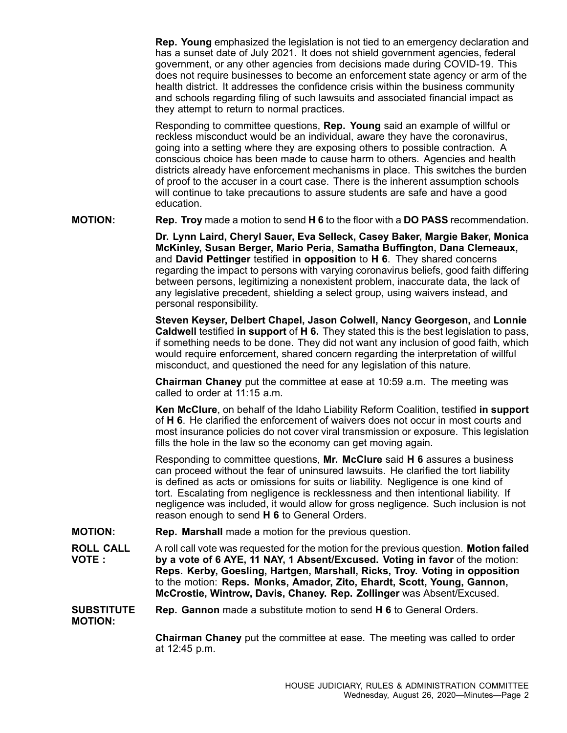**Rep. Young** emphasized the legislation is not tied to an emergency declaration and has a sunset date of July 2021. It does not shield government agencies, federal government, or any other agencies from decisions made during COVID-19. This does not require businesses to become an enforcement state agency or arm of the health district. It addresses the confidence crisis within the business community and schools regarding filing of such lawsuits and associated financial impact as they attempt to return to normal practices.

Responding to committee questions, **Rep. Young** said an example of willful or reckless misconduct would be an individual, aware they have the coronavirus, going into a setting where they are exposing others to possible contraction. A conscious choice has been made to cause harm to others. Agencies and health districts already have enforcement mechanisms in place. This switches the burden of proof to the accuser in a court case. There is the inherent assumption schools will continue to take precautions to assure students are safe and have a good education.

**MOTION:** **Rep. Troy** made a motion to send **H 6** to the floor with a **DO PASS** recommendation.

**Dr. Lynn Laird, Cheryl Sauer, Eva Selleck, Casey Baker, Margie Baker, Monica McKinley, Susan Berger, Mario Peria, Samatha Buffington, Dana Clemeaux,** and **David Pettinger** testified **in opposition** to **H 6**. They shared concerns regarding the impact to persons with varying coronavirus beliefs, good faith differing between persons, legitimizing a nonexistent problem, inaccurate data, the lack of any legislative precedent, shielding a select group, using waivers instead, and personal responsibility.

**Steven Keyser, Delbert Chapel, Jason Colwell, Nancy Georgeson,** and **Lonnie Caldwell** testified **in support** of **H 6.** They stated this is the best legislation to pass, if something needs to be done. They did not want any inclusion of good faith, which would require enforcement, shared concern regarding the interpretation of willful misconduct, and questioned the need for any legislation of this nature.

**Chairman Chaney** put the committee at ease at 10:59 a.m. The meeting was called to order at 11:15 a.m.

**Ken McClure**, on behalf of the Idaho Liability Reform Coalition, testified **in support** of **H 6**. He clarified the enforcement of waivers does not occur in most courts and most insurance policies do not cover viral transmission or exposure. This legislation fills the hole in the law so the economy can get moving again.

Responding to committee questions, **Mr. McClure** said **H 6** assures a business can proceed without the fear of uninsured lawsuits. He clarified the tort liability is defined as acts or omissions for suits or liability. Negligence is one kind of tort. Escalating from negligence is recklessness and then intentional liability. If negligence was included, it would allow for gross negligence. Such inclusion is not reason enough to send **H 6** to General Orders.

**MOTION:** **Rep. Marshall** made a motion for the previous question.

**ROLL CALL VOTE :** A roll call vote was requested for the motion for the previous question. **Motion failed by a vote of 6 AYE, 11 NAY, 1 Absent/Excused. Voting in favor** of the motion: **Reps. Kerby, Goesling, Hartgen, Marshall, Ricks, Troy. Voting in opposition** to the motion: **Reps. Monks, Amador, Zito, Ehardt, Scott, Young, Gannon, McCrostie, Wintrow, Davis, Chaney. Rep. Zollinger** was Absent/Excused.

**SUBSTITUTE MOTION:** **Rep. Gannon** made a substitute motion to send **H 6** to General Orders.

**Chairman Chaney** put the committee at ease. The meeting was called to order at 12:45 p.m.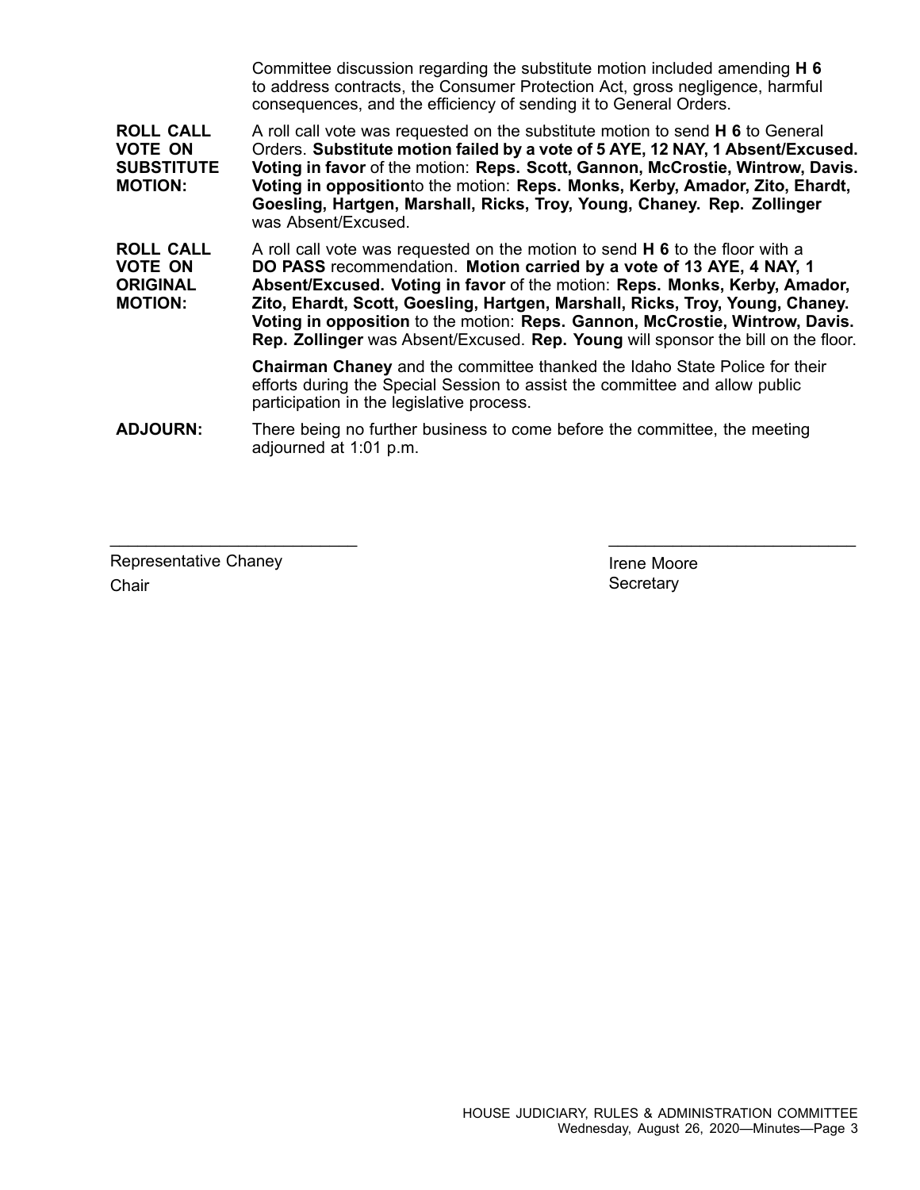Committee discussion regarding the substitute motion included amending **H 6** to address contracts, the Consumer Protection Act, gross negligence, harmful consequences, and the efficiency of sending it to General Orders.

**ROLL CALL VOTE ON SUBSTITUTE MOTION:** A roll call vote was requested on the substitute motion to send **H 6** to General Orders. **Substitute motion failed by a vote of 5 AYE, 12 NAY, 1 Absent/Excused. Voting in favor** of the motion: **Reps. Scott, Gannon, McCrostie, Wintrow, Davis. Voting in opposition**to the motion: **Reps. Monks, Kerby, Amador, Zito, Ehardt, Goesling, Hartgen, Marshall, Ricks, Troy, Young, Chaney. Rep. Zollinger** was Absent/Excused.

**ROLL CALL VOTE ON ORIGINAL MOTION:** A roll call vote was requested on the motion to send **H 6** to the floor with a **DO PASS** recommendation. **Motion carried by a vote of 13 AYE, 4 NAY, 1 Absent/Excused. Voting in favor** of the motion: **Reps. Monks, Kerby, Amador, Zito, Ehardt, Scott, Goesling, Hartgen, Marshall, Ricks, Troy, Young, Chaney. Voting in opposition** to the motion: **Reps. Gannon, McCrostie, Wintrow, Davis. Rep. Zollinger** was Absent/Excused. **Rep. Young** will sponsor the bill on the floor.

**Chairman Chaney** and the committee thanked the Idaho State Police for their efforts during the Special Session to assist the committee and allow public participation in the legislative process.

**ADJOURN:** There being no further business to come before the committee, the meeting adjourned at 1:01 p.m.

___________________________
Representative Chaney
Chair

___________________________
Irene Moore
Secretary